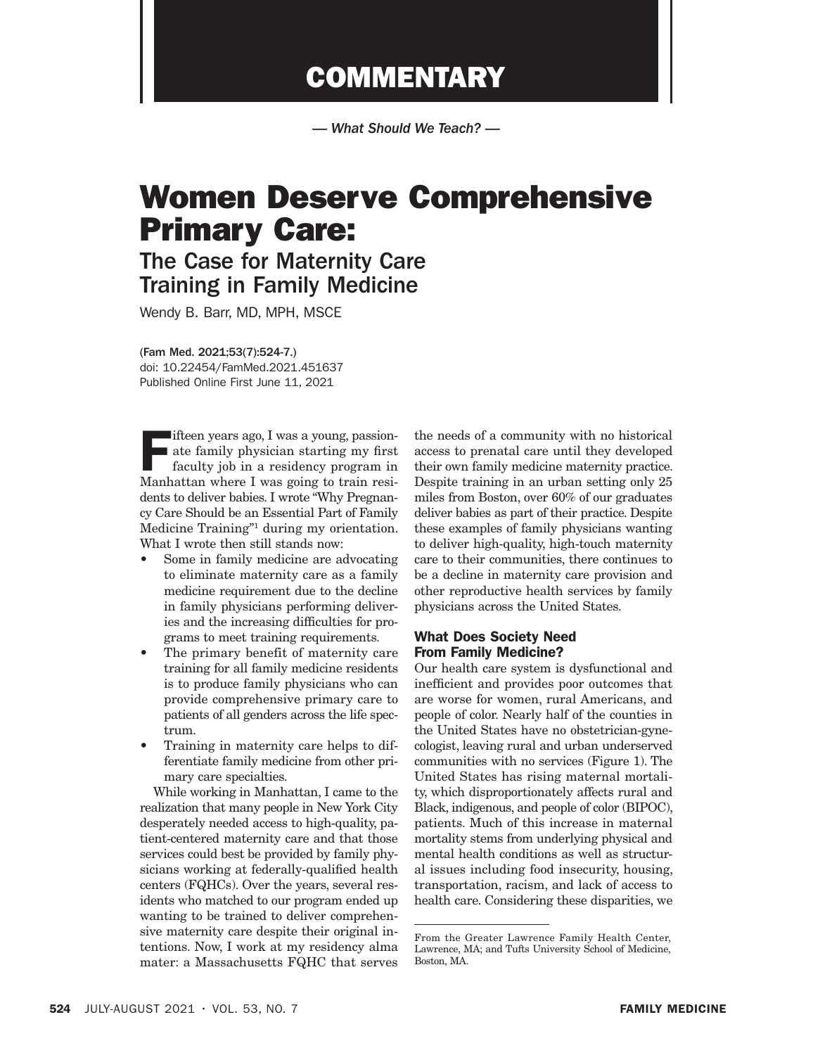# COMMENTARY

*— What Should We Teach? —*

# Women Deserve Comprehensive Primary Care:

## The Case for Maternity Care Training in Family Medicine

Wendy B. Barr, MD, MPH, MSCE

(Fam Med. 2021;53(7):524-7.)
doi: 10.22454/FamMed.2021.451637
Published Online First June 11, 2021

Fifteen years ago, I was a young, passionate family physician starting my first faculty job in a residency program in Manhattan where I was going to train residents to deliver babies. I wrote "Why Pregnancy Care Should be an Essential Part of Family Medicine Training"[1] during my orientation. What I wrote then still stands now:

- Some in family medicine are advocating to eliminate maternity care as a family medicine requirement due to the decline in family physicians performing deliveries and the increasing difficulties for programs to meet training requirements.
- The primary benefit of maternity care training for all family medicine residents is to produce family physicians who can provide comprehensive primary care to patients of all genders across the life spectrum.
- Training in maternity care helps to differentiate family medicine from other primary care specialties.

While working in Manhattan, I came to the realization that many people in New York City desperately needed access to high-quality, patient-centered maternity care and that those services could best be provided by family physicians working at federally-qualified health centers (FQHCs). Over the years, several residents who matched to our program ended up wanting to be trained to deliver comprehensive maternity care despite their original intentions. Now, I work at my residency alma mater: a Massachusetts FQHC that serves the needs of a community with no historical access to prenatal care until they developed their own family medicine maternity practice. Despite training in an urban setting only 25 miles from Boston, over 60% of our graduates deliver babies as part of their practice. Despite these examples of family physicians wanting to deliver high-quality, high-touch maternity care to their communities, there continues to be a decline in maternity care provision and other reproductive health services by family physicians across the United States.

### What Does Society Need From Family Medicine?

Our health care system is dysfunctional and inefficient and provides poor outcomes that are worse for women, rural Americans, and people of color. Nearly half of the counties in the United States have no obstetrician-gynecologist, leaving rural and urban underserved communities with no services (Figure 1). The United States has rising maternal mortality, which disproportionately affects rural and Black, indigenous, and people of color (BIPOC), patients. Much of this increase in maternal mortality stems from underlying physical and mental health conditions as well as structural issues including food insecurity, housing, transportation, racism, and lack of access to health care. Considering these disparities, we

From the Greater Lawrence Family Health Center, Lawrence, MA; and Tufts University School of Medicine, Boston, MA.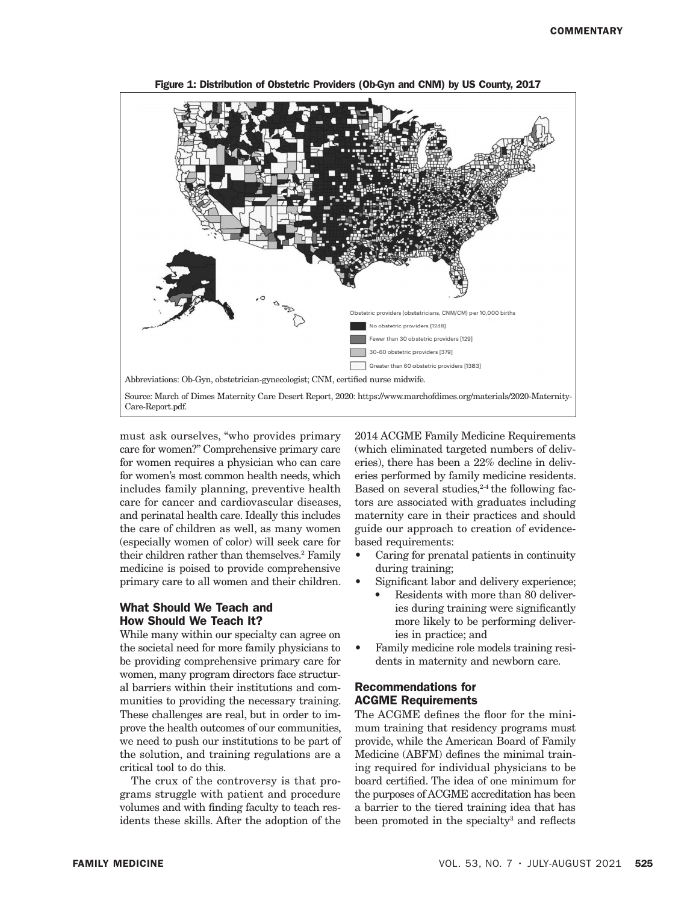**Figure 1: Distribution of Obstetric Providers (Ob-Gyn and CNM) by US County, 2017**

Obstetric providers (obstetricians, CNM/CM) per 10,000 births

- No obstetric providers [1248]
- Fewer than 30 obstetric providers [129]
- 30-60 obstetric providers [379]
- Greater than 60 obstetric providers [1383]

Abbreviations: Ob-Gyn, obstetrician-gynecologist; CNM, certified nurse midwife.

Source: March of Dimes Maternity Care Desert Report, 2020: https://www.marchofdimes.org/materials/2020-Maternity-Care-Report.pdf.

must ask ourselves, "who provides primary care for women?" Comprehensive primary care for women requires a physician who can care for women's most common health needs, which includes family planning, preventive health care for cancer and cardiovascular diseases, and perinatal health care. Ideally this includes the care of children as well, as many women (especially women of color) will seek care for their children rather than themselves.[2] Family medicine is poised to provide comprehensive primary care to all women and their children.

## What Should We Teach and How Should We Teach It?

While many within our specialty can agree on the societal need for more family physicians to be providing comprehensive primary care for women, many program directors face structural barriers within their institutions and communities to providing the necessary training. These challenges are real, but in order to improve the health outcomes of our communities, we need to push our institutions to be part of the solution, and training regulations are a critical tool to do this.

The crux of the controversy is that programs struggle with patient and procedure volumes and with finding faculty to teach residents these skills. After the adoption of the 2014 ACGME Family Medicine Requirements (which eliminated targeted numbers of deliveries), there has been a 22% decline in deliveries performed by family medicine residents. Based on several studies,[2-4] the following factors are associated with graduates including maternity care in their practices and should guide our approach to creation of evidence-based requirements:

- Caring for prenatal patients in continuity during training;
- Significant labor and delivery experience;
  - Residents with more than 80 deliveries during training were significantly more likely to be performing deliveries in practice; and
- Family medicine role models training residents in maternity and newborn care.

## Recommendations for ACGME Requirements

The ACGME defines the floor for the minimum training that residency programs must provide, while the American Board of Family Medicine (ABFM) defines the minimal training required for individual physicians to be board certified. The idea of one minimum for the purposes of ACGME accreditation has been a barrier to the tiered training idea that has been promoted in the specialty[3] and reflects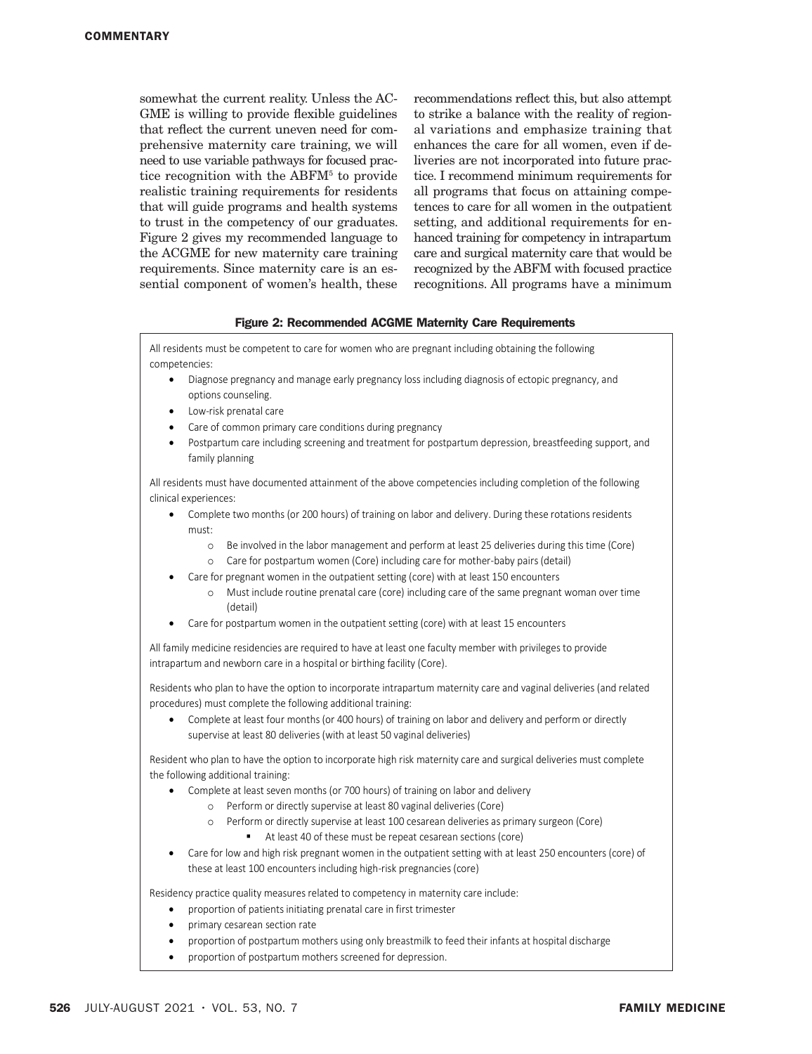somewhat the current reality. Unless the ACGME is willing to provide flexible guidelines that reflect the current uneven need for comprehensive maternity care training, we will need to use variable pathways for focused practice recognition with the ABFM[5] to provide realistic training requirements for residents that will guide programs and health systems to trust in the competency of our graduates. Figure 2 gives my recommended language to the ACGME for new maternity care training requirements. Since maternity care is an essential component of women's health, these recommendations reflect this, but also attempt to strike a balance with the reality of regional variations and emphasize training that enhances the care for all women, even if deliveries are not incorporated into future practice. I recommend minimum requirements for all programs that focus on attaining competences to care for all women in the outpatient setting, and additional requirements for enhanced training for competency in intrapartum care and surgical maternity care that would be recognized by the ABFM with focused practice recognitions. All programs have a minimum

**Figure 2: Recommended ACGME Maternity Care Requirements**

All residents must be competent to care for women who are pregnant including obtaining the following competencies:

- Diagnose pregnancy and manage early pregnancy loss including diagnosis of ectopic pregnancy, and options counseling.
- Low-risk prenatal care
- Care of common primary care conditions during pregnancy
- Postpartum care including screening and treatment for postpartum depression, breastfeeding support, and family planning

All residents must have documented attainment of the above competencies including completion of the following clinical experiences:

- Complete two months (or 200 hours) of training on labor and delivery. During these rotations residents must:
    - Be involved in the labor management and perform at least 25 deliveries during this time (Core)
    - Care for postpartum women (Core) including care for mother-baby pairs (detail)
- Care for pregnant women in the outpatient setting (core) with at least 150 encounters
    - Must include routine prenatal care (core) including care of the same pregnant woman over time (detail)
- Care for postpartum women in the outpatient setting (core) with at least 15 encounters

All family medicine residencies are required to have at least one faculty member with privileges to provide intrapartum and newborn care in a hospital or birthing facility (Core).

Residents who plan to have the option to incorporate intrapartum maternity care and vaginal deliveries (and related procedures) must complete the following additional training:

- Complete at least four months (or 400 hours) of training on labor and delivery and perform or directly supervise at least 80 deliveries (with at least 50 vaginal deliveries)

Resident who plan to have the option to incorporate high risk maternity care and surgical deliveries must complete the following additional training:

- Complete at least seven months (or 700 hours) of training on labor and delivery
    - Perform or directly supervise at least 80 vaginal deliveries (Core)
    - Perform or directly supervise at least 100 cesarean deliveries as primary surgeon (Core)
        - At least 40 of these must be repeat cesarean sections (core)
- Care for low and high risk pregnant women in the outpatient setting with at least 250 encounters (core) of these at least 100 encounters including high-risk pregnancies (core)

Residency practice quality measures related to competency in maternity care include:

- proportion of patients initiating prenatal care in first trimester
- primary cesarean section rate
- proportion of postpartum mothers using only breastmilk to feed their infants at hospital discharge
- proportion of postpartum mothers screened for depression.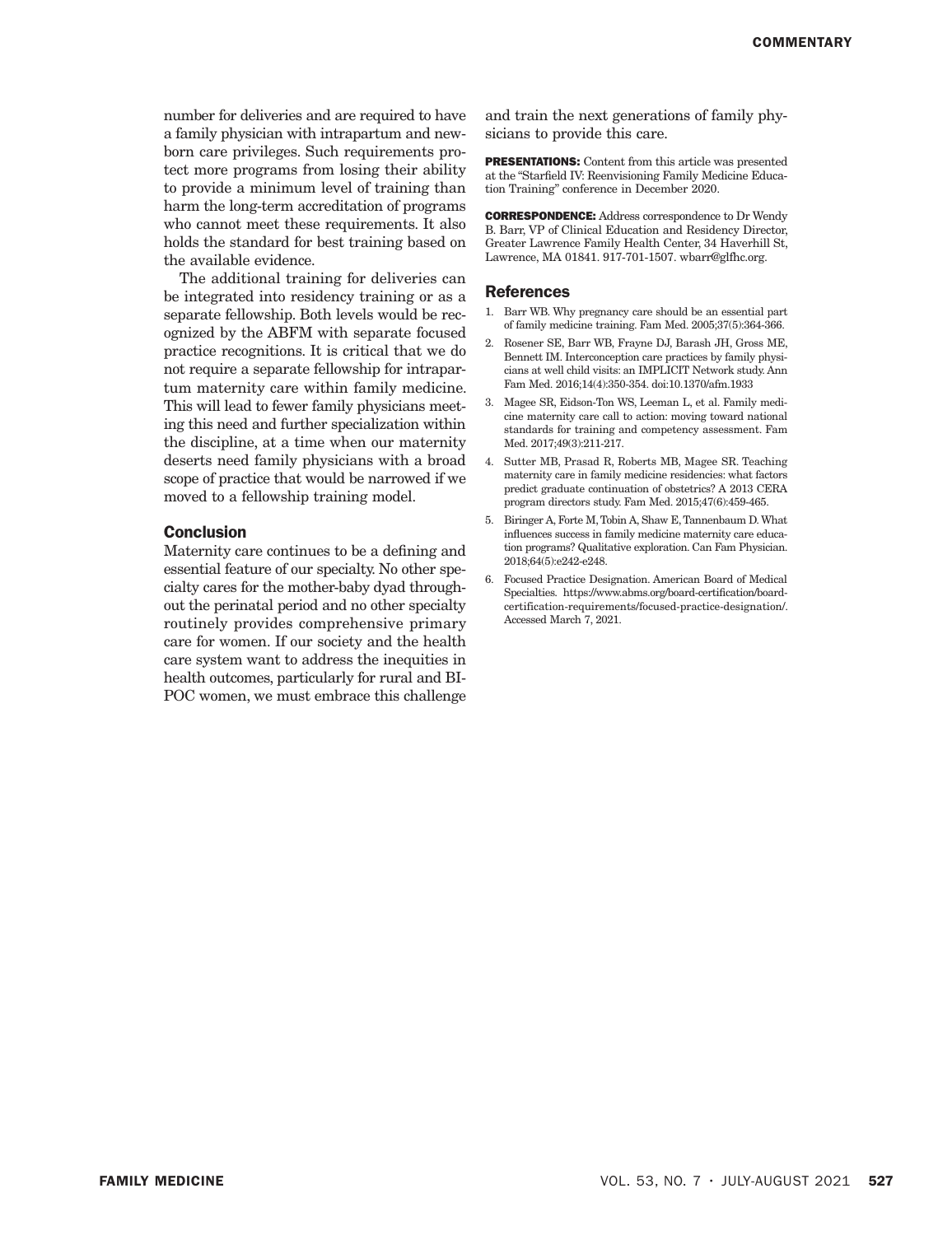number for deliveries and are required to have a family physician with intrapartum and newborn care privileges. Such requirements protect more programs from losing their ability to provide a minimum level of training than harm the long-term accreditation of programs who cannot meet these requirements. It also holds the standard for best training based on the available evidence.

The additional training for deliveries can be integrated into residency training or as a separate fellowship. Both levels would be recognized by the ABFM with separate focused practice recognitions. It is critical that we do not require a separate fellowship for intrapartum maternity care within family medicine. This will lead to fewer family physicians meeting this need and further specialization within the discipline, at a time when our maternity deserts need family physicians with a broad scope of practice that would be narrowed if we moved to a fellowship training model.

## Conclusion

Maternity care continues to be a defining and essential feature of our specialty. No other specialty cares for the mother-baby dyad throughout the perinatal period and no other specialty routinely provides comprehensive primary care for women. If our society and the health care system want to address the inequities in health outcomes, particularly for rural and BIPOC women, we must embrace this challenge and train the next generations of family physicians to provide this care.

**PRESENTATIONS:** Content from this article was presented at the "Starfield IV: Reenvisioning Family Medicine Education Training" conference in December 2020.

**CORRESPONDENCE:** Address correspondence to Dr Wendy B. Barr, VP of Clinical Education and Residency Director, Greater Lawrence Family Health Center, 34 Haverhill St, Lawrence, MA 01841. 917-701-1507. wbarr@glfhc.org.

## References

1. Barr WB. Why pregnancy care should be an essential part of family medicine training. Fam Med. 2005;37(5):364-366.
2. Rosener SE, Barr WB, Frayne DJ, Barash JH, Gross ME, Bennett IM. Interconception care practices by family physicians at well child visits: an IMPLICIT Network study. Ann Fam Med. 2016;14(4):350-354. doi:10.1370/afm.1933
3. Magee SR, Eidson-Ton WS, Leeman L, et al. Family medicine maternity care call to action: moving toward national standards for training and competency assessment. Fam Med. 2017;49(3):211-217.
4. Sutter MB, Prasad R, Roberts MB, Magee SR. Teaching maternity care in family medicine residencies: what factors predict graduate continuation of obstetrics? A 2013 CERA program directors study. Fam Med. 2015;47(6):459-465.
5. Biringer A, Forte M, Tobin A, Shaw E, Tannenbaum D. What influences success in family medicine maternity care education programs? Qualitative exploration. Can Fam Physician. 2018;64(5):e242-e248.
6. Focused Practice Designation. American Board of Medical Specialties. https://www.abms.org/board-certification/board-certification-requirements/focused-practice-designation/. Accessed March 7, 2021.